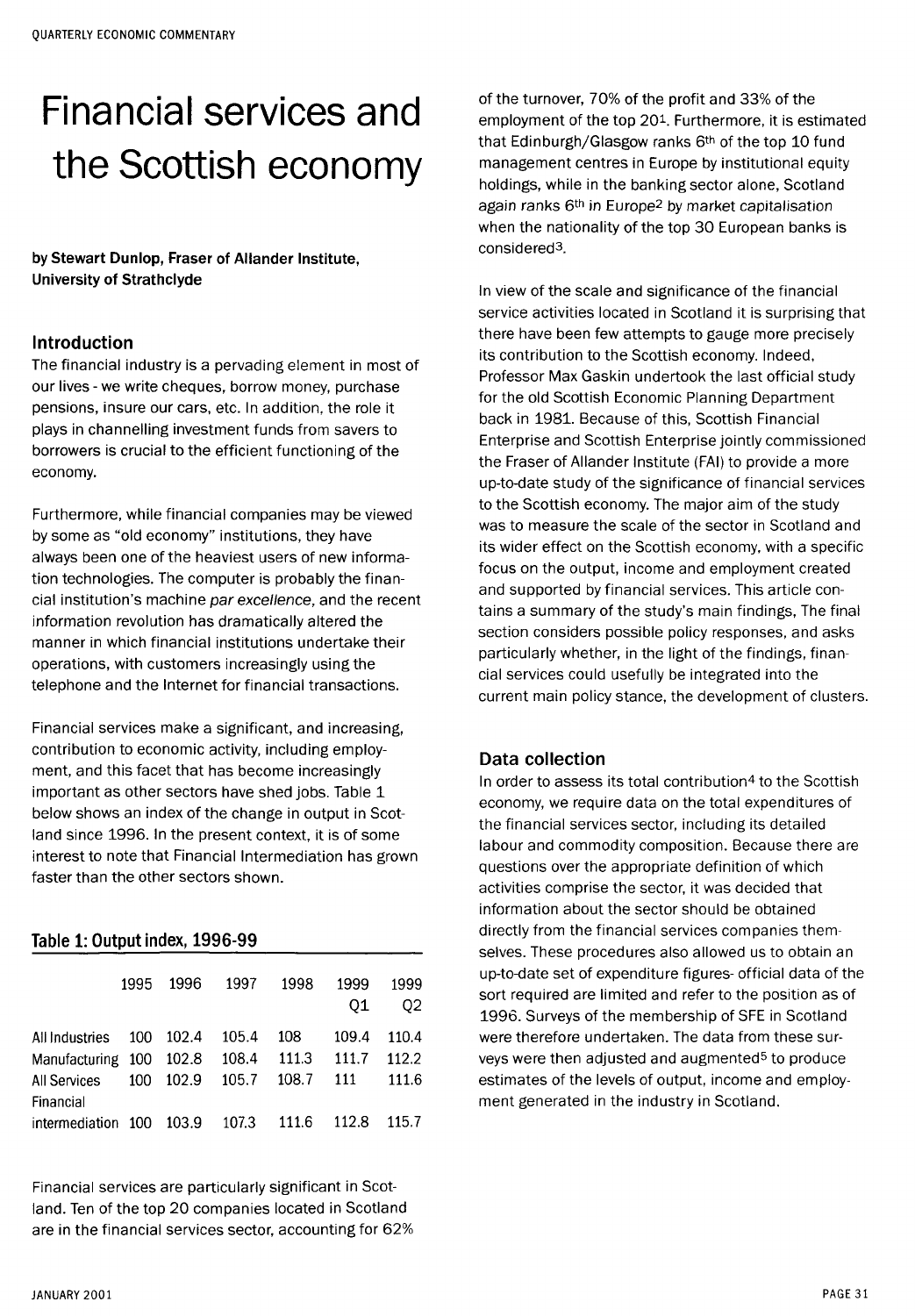# Financial services and the Scottish economy

**by Stewart Dunlop, Fraser of Allander Institute, University of Strathclyde**

## Introduction

The financial industry is a pervading element in most of our lives - we write cheques, borrow money, purchase pensions, insure our cars, etc. In addition, the role it plays in channelling investment funds from savers to borrowers is crucial to the efficient functioning of the economy.

Furthermore, while financial companies may be viewed by some as "old economy" institutions, they have always been one of the heaviest users of new information technologies. The computer is probably the financial institution's machine *par excellence*, and the recent information revolution has dramatically altered the manner in which financial institutions undertake their operations, with customers increasingly using the telephone and the Internet for financial transactions.

Financial services make a significant, and increasing, contribution to economic activity, including employment, and this facet that has become increasingly important as other sectors have shed jobs. Table 1 below shows an index of the change in output in Scotland since 1996. In the present context, it is of some interest to note that Financial Intermediation has grown faster than the other sectors shown.

### Table 1: Output index, 1996-99

| | 1995 | 1996 | 1997 | 1998 | 1999 Q1 | 1999 Q2 |
|---|---|---|---|---|---|---|
| All Industries | 100 | 102.4 | 105.4 | 108 | 109.4 | 110.4 |
| Manufacturing | 100 | 102.8 | 108.4 | 111.3 | 111.7 | 112.2 |
| All Services | 100 | 102.9 | 105.7 | 108.7 | 111 | 111.6 |
| Financial intermediation | 100 | 103.9 | 107.3 | 111.6 | 112.8 | 115.7 |

Financial services are particularly significant in Scotland. Ten of the top 20 companies located in Scotland are in the financial services sector, accounting for 62% of the turnover, 70% of the profit and 33% of the employment of the top 20[1]. Furthermore, it is estimated that Edinburgh/Glasgow ranks 6th of the top 10 fund management centres in Europe by institutional equity holdings, while in the banking sector alone, Scotland again ranks 6th in Europe[2] by market capitalisation when the nationality of the top 30 European banks is considered[3].

In view of the scale and significance of the financial service activities located in Scotland it is surprising that there have been few attempts to gauge more precisely its contribution to the Scottish economy. Indeed, Professor Max Gaskin undertook the last official study for the old Scottish Economic Planning Department back in 1981. Because of this, Scottish Financial Enterprise and Scottish Enterprise jointly commissioned the Fraser of Allander Institute (FAI) to provide a more up-to-date study of the significance of financial services to the Scottish economy. The major aim of the study was to measure the scale of the sector in Scotland and its wider effect on the Scottish economy, with a specific focus on the output, income and employment created and supported by financial services. This article contains a summary of the study's main findings, The final section considers possible policy responses, and asks particularly whether, in the light of the findings, financial services could usefully be integrated into the current main policy stance, the development of clusters.

## Data collection

In order to assess its total contribution[4] to the Scottish economy, we require data on the total expenditures of the financial services sector, including its detailed labour and commodity composition. Because there are questions over the appropriate definition of which activities comprise the sector, it was decided that information about the sector should be obtained directly from the financial services companies themselves. These procedures also allowed us to obtain an up-to-date set of expenditure figures- official data of the sort required are limited and refer to the position as of 1996. Surveys of the membership of SFE in Scotland were therefore undertaken. The data from these surveys were then adjusted and augmented[5] to produce estimates of the levels of output, income and employment generated in the industry in Scotland.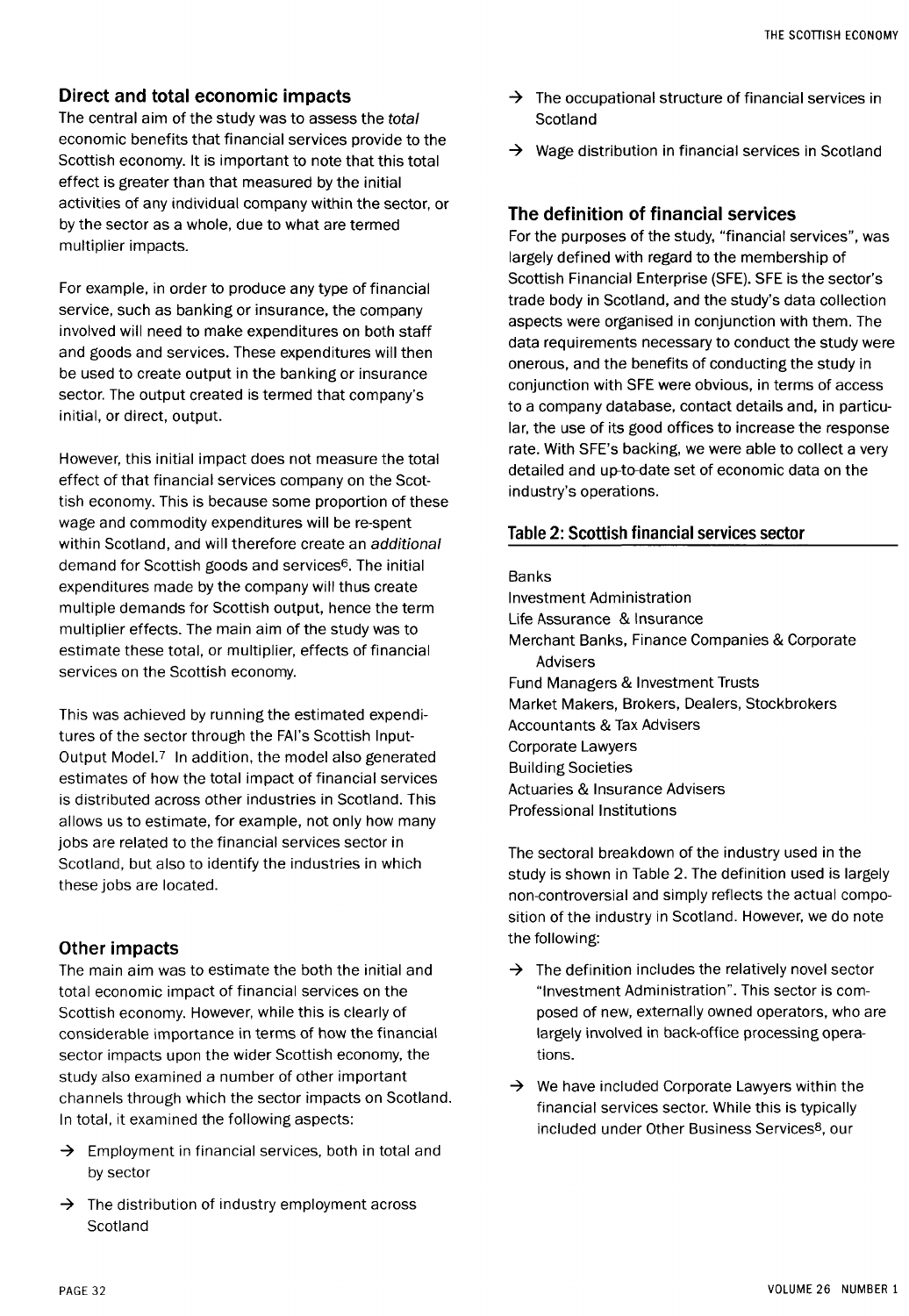## Direct and total economic impacts

The central aim of the study was to assess the *total* economic benefits that financial services provide to the Scottish economy. It is important to note that this total effect is greater than that measured by the initial activities of any individual company within the sector, or by the sector as a whole, due to what are termed multiplier impacts.

For example, in order to produce any type of financial service, such as banking or insurance, the company involved will need to make expenditures on both staff and goods and services. These expenditures will then be used to create output in the banking or insurance sector. The output created is termed that company's initial, or direct, output.

However, this initial impact does not measure the total effect of that financial services company on the Scottish economy. This is because some proportion of these wage and commodity expenditures will be re-spent within Scotland, and will therefore create an *additional* demand for Scottish goods and services[6]. The initial expenditures made by the company will thus create multiple demands for Scottish output, hence the term multiplier effects. The main aim of the study was to estimate these total, or multiplier, effects of financial services on the Scottish economy.

This was achieved by running the estimated expenditures of the sector through the FAI's Scottish Input-Output Model.[7] In addition, the model also generated estimates of how the total impact of financial services is distributed across other industries in Scotland. This allows us to estimate, for example, not only how many jobs are related to the financial services sector in Scotland, but also to identify the industries in which these jobs are located.

## Other impacts

The main aim was to estimate the both the initial and total economic impact of financial services on the Scottish economy. However, while this is clearly of considerable importance in terms of how the financial sector impacts upon the wider Scottish economy, the study also examined a number of other important channels through which the sector impacts on Scotland. In total, it examined the following aspects:

- → Employment in financial services, both in total and by sector
- → The distribution of industry employment across Scotland
- → The occupational structure of financial services in Scotland
- → Wage distribution in financial services in Scotland

## The definition of financial services

For the purposes of the study, "financial services", was largely defined with regard to the membership of Scottish Financial Enterprise (SFE). SFE is the sector's trade body in Scotland, and the study's data collection aspects were organised in conjunction with them. The data requirements necessary to conduct the study were onerous, and the benefits of conducting the study in conjunction with SFE were obvious, in terms of access to a company database, contact details and, in particular, the use of its good offices to increase the response rate. With SFE's backing, we were able to collect a very detailed and up-to-date set of economic data on the industry's operations.

**Table 2: Scottish financial services sector**

| |
|---|
| Banks |
| Investment Administration |
| Life Assurance & Insurance |
| Merchant Banks, Finance Companies & Corporate Advisers |
| Fund Managers & Investment Trusts |
| Market Makers, Brokers, Dealers, Stockbrokers |
| Accountants & Tax Advisers |
| Corporate Lawyers |
| Building Societies |
| Actuaries & Insurance Advisers |
| Professional Institutions |

The sectoral breakdown of the industry used in the study is shown in Table 2. The definition used is largely non-controversial and simply reflects the actual composition of the industry in Scotland. However, we do note the following:

- → The definition includes the relatively novel sector "Investment Administration". This sector is composed of new, externally owned operators, who are largely involved in back-office processing operations.
- → We have included Corporate Lawyers within the financial services sector. While this is typically included under Other Business Services[8], our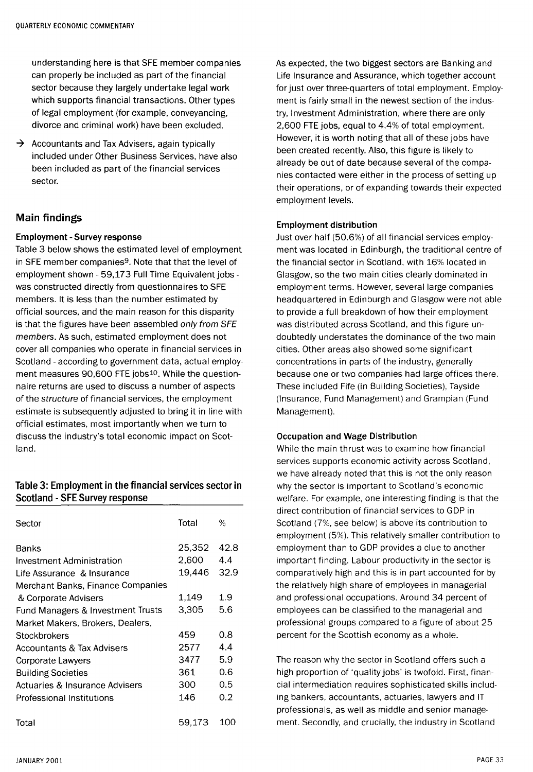understanding here is that SFE member companies can properly be included as part of the financial sector because they largely undertake legal work which supports financial transactions. Other types of legal employment (for example, conveyancing, divorce and criminal work) have been excluded.

→ Accountants and Tax Advisers, again typically included under Other Business Services, have also been included as part of the financial services sector.

## Main findings

### Employment - Survey response

Table 3 below shows the estimated level of employment in SFE member companies[9]. Note that that the level of employment shown - 59,173 Full Time Equivalent jobs - was constructed directly from questionnaires to SFE members. It is less than the number estimated by official sources, and the main reason for this disparity is that the figures have been assembled *only from SFE members*. As such, estimated employment does not cover all companies who operate in financial services in Scotland - according to government data, actual employment measures 90,600 FTE jobs[10]. While the questionnaire returns are used to discuss a number of aspects of the *structure* of financial services, the employment estimate is subsequently adjusted to bring it in line with official estimates, most importantly when we turn to discuss the industry's total economic impact on Scotland.

**Table 3: Employment in the financial services sector in Scotland - SFE Survey response**

| Sector | Total | % |
|---|---|---|
| Banks | 25,352 | 42.8 |
| Investment Administration | 2,600 | 4.4 |
| Life Assurance & Insurance | 19,446 | 32.9 |
| Merchant Banks, Finance Companies & Corporate Advisers | 1,149 | 1.9 |
| Fund Managers & Investment Trusts | 3,305 | 5.6 |
| Market Makers, Brokers, Dealers, Stockbrokers | 459 | 0.8 |
| Accountants & Tax Advisers | 2577 | 4.4 |
| Corporate Lawyers | 3477 | 5.9 |
| Building Societies | 361 | 0.6 |
| Actuaries & Insurance Advisers | 300 | 0.5 |
| Professional Institutions | 146 | 0.2 |
| Total | 59,173 | 100 |

As expected, the two biggest sectors are Banking and Life Insurance and Assurance, which together account for just over three-quarters of total employment. Employment is fairly small in the newest section of the industry, Investment Administration, where there are only 2,600 FTE jobs, equal to 4.4% of total employment. However, it is worth noting that all of these jobs have been created recently. Also, this figure is likely to already be out of date because several of the companies contacted were either in the process of setting up their operations, or of expanding towards their expected employment levels.

### Employment distribution

Just over half (50.6%) of all financial services employment was located in Edinburgh, the traditional centre of the financial sector in Scotland, with 16% located in Glasgow, so the two main cities clearly dominated in employment terms. However, several large companies headquartered in Edinburgh and Glasgow were not able to provide a full breakdown of how their employment was distributed across Scotland, and this figure undoubtedly understates the dominance of the two main cities. Other areas also showed some significant concentrations in parts of the industry, generally because one or two companies had large offices there. These included Fife (in Building Societies), Tayside (Insurance, Fund Management) and Grampian (Fund Management).

### Occupation and Wage Distribution

While the main thrust was to examine how financial services supports economic activity across Scotland, we have already noted that this is not the only reason why the sector is important to Scotland's economic welfare. For example, one interesting finding is that the direct contribution of financial services to GDP in Scotland (7%, see below) is above its contribution to employment (5%). This relatively smaller contribution to employment than to GDP provides a clue to another important finding. Labour productivity in the sector is comparatively high and this is in part accounted for by the relatively high share of employees in managerial and professional occupations. Around 34 percent of employees can be classified to the managerial and professional groups compared to a figure of about 25 percent for the Scottish economy as a whole.

The reason why the sector in Scotland offers such a high proportion of 'quality jobs' is twofold. First, financial intermediation requires sophisticated skills including bankers, accountants, actuaries, lawyers and IT professionals, as well as middle and senior management. Secondly, and crucially, the industry in Scotland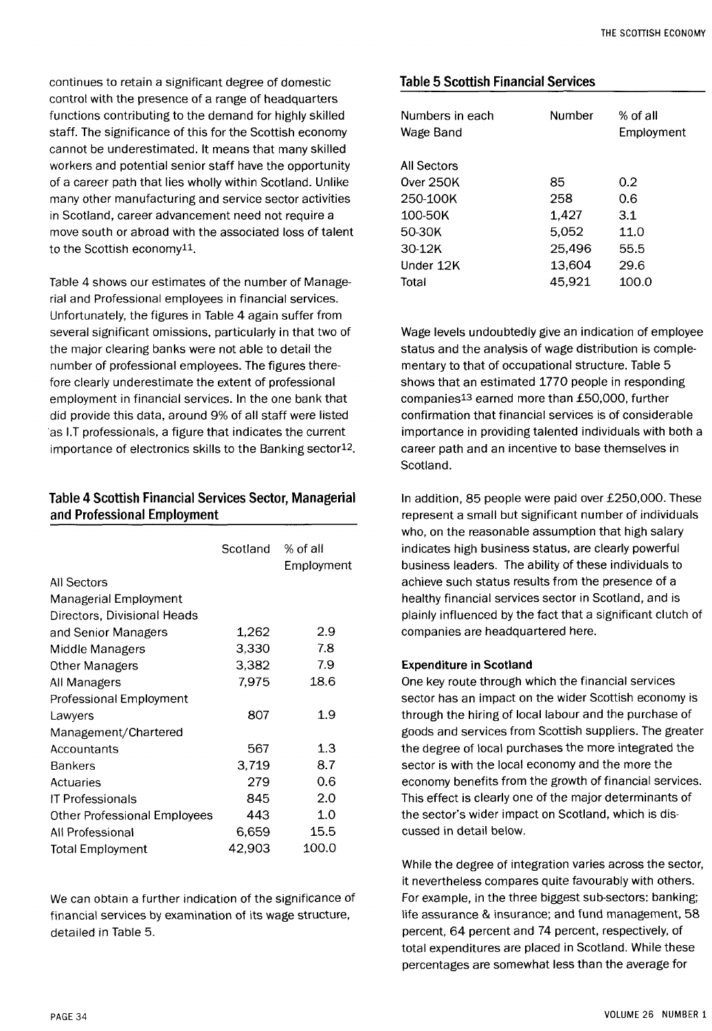continues to retain a significant degree of domestic control with the presence of a range of headquarters functions contributing to the demand for highly skilled staff. The significance of this for the Scottish economy cannot be underestimated. It means that many skilled workers and potential senior staff have the opportunity of a career path that lies wholly within Scotland. Unlike many other manufacturing and service sector activities in Scotland, career advancement need not require a move south or abroad with the associated loss of talent to the Scottish economy[11].

Table 4 shows our estimates of the number of Managerial and Professional employees in financial services. Unfortunately, the figures in Table 4 again suffer from several significant omissions, particularly in that two of the major clearing banks were not able to detail the number of professional employees. The figures therefore clearly underestimate the extent of professional employment in financial services. In the one bank that did provide this data, around 9% of all staff were listed as I.T professionals, a figure that indicates the current importance of electronics skills to the Banking sector[12].

### Table 4 Scottish Financial Services Sector, Managerial and Professional Employment

| | Scotland | % of all Employment |
|---|---|---|
| All Sectors | | |
| Managerial Employment | | |
| Directors, Divisional Heads and Senior Managers | 1,262 | 2.9 |
| Middle Managers | 3,330 | 7.8 |
| Other Managers | 3,382 | 7.9 |
| All Managers | 7,975 | 18.6 |
| Professional Employment | | |
| Lawyers | 807 | 1.9 |
| Management/Chartered Accountants | 567 | 1.3 |
| Bankers | 3,719 | 8.7 |
| Actuaries | 279 | 0.6 |
| IT Professionals | 845 | 2.0 |
| Other Professional Employees | 443 | 1.0 |
| All Professional | 6,659 | 15.5 |
| Total Employment | 42,903 | 100.0 |

We can obtain a further indication of the significance of financial services by examination of its wage structure, detailed in Table 5.

### Table 5 Scottish Financial Services

| Numbers in each Wage Band | Number | % of all Employment |
|---|---|---|
| All Sectors | | |
| Over 250K | 85 | 0.2 |
| 250-100K | 258 | 0.6 |
| 100-50K | 1,427 | 3.1 |
| 50-30K | 5,052 | 11.0 |
| 30-12K | 25,496 | 55.5 |
| Under 12K | 13,604 | 29.6 |
| Total | 45,921 | 100.0 |

Wage levels undoubtedly give an indication of employee status and the analysis of wage distribution is complementary to that of occupational structure. Table 5 shows that an estimated 1770 people in responding companies[13] earned more than £50,000, further confirmation that financial services is of considerable importance in providing talented individuals with both a career path and an incentive to base themselves in Scotland.

In addition, 85 people were paid over £250,000. These represent a small but significant number of individuals who, on the reasonable assumption that high salary indicates high business status, are clearly powerful business leaders. The ability of these individuals to achieve such status results from the presence of a healthy financial services sector in Scotland, and is plainly influenced by the fact that a significant clutch of companies are headquartered here.

#### Expenditure in Scotland

One key route through which the financial services sector has an impact on the wider Scottish economy is through the hiring of local labour and the purchase of goods and services from Scottish suppliers. The greater the degree of local purchases the more integrated the sector is with the local economy and the more the economy benefits from the growth of financial services. This effect is clearly one of the major determinants of the sector's wider impact on Scotland, which is discussed in detail below.

While the degree of integration varies across the sector, it nevertheless compares quite favourably with others. For example, in the three biggest sub-sectors: banking; life assurance & insurance; and fund management, 58 percent, 64 percent and 74 percent, respectively, of total expenditures are placed in Scotland. While these percentages are somewhat less than the average for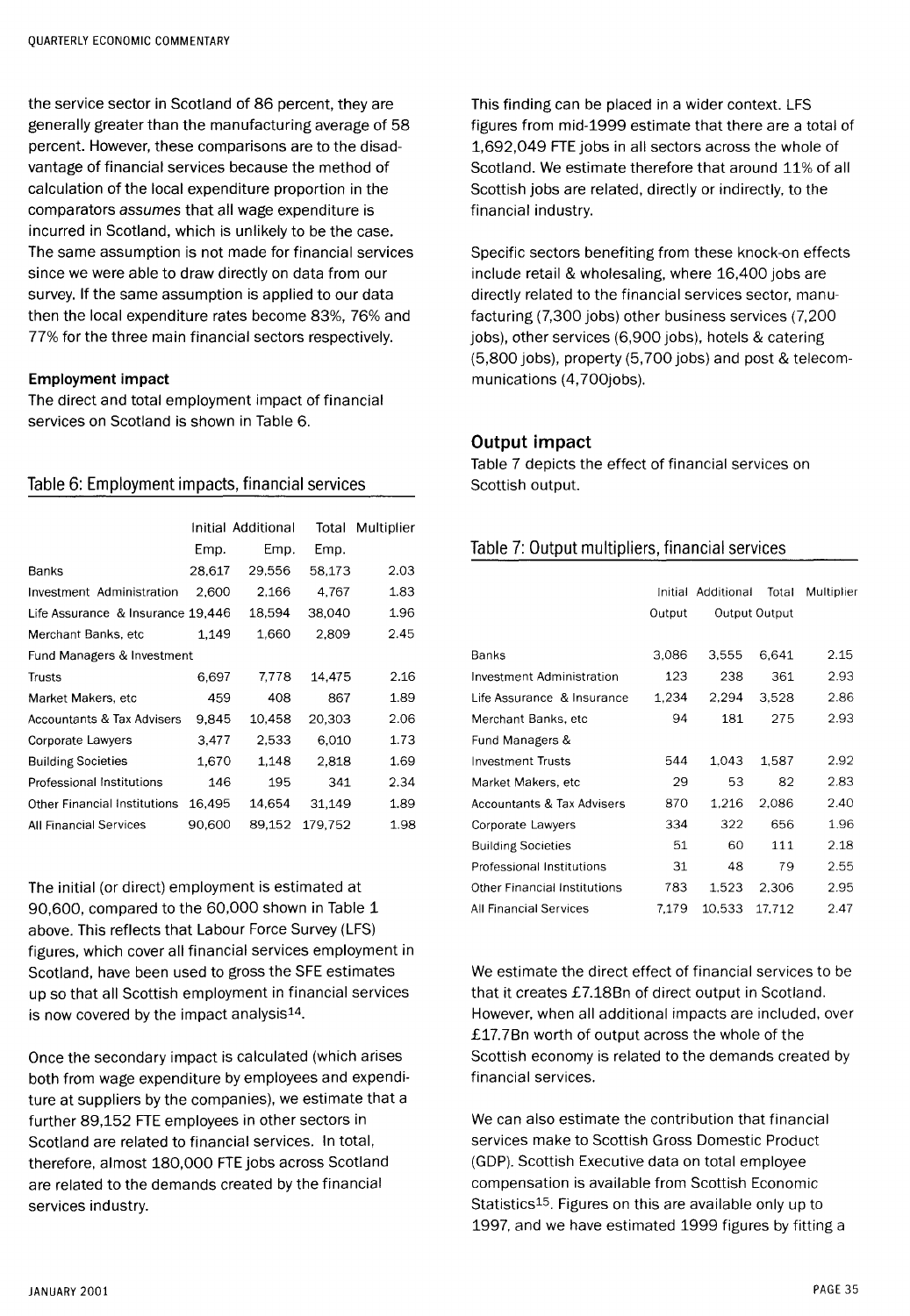the service sector in Scotland of 86 percent, they are generally greater than the manufacturing average of 58 percent. However, these comparisons are to the disadvantage of financial services because the method of calculation of the local expenditure proportion in the comparators *assumes* that all wage expenditure is incurred in Scotland, which is unlikely to be the case. The same assumption is not made for financial services since we were able to draw directly on data from our survey. If the same assumption is applied to our data then the local expenditure rates become 83%, 76% and 77% for the three main financial sectors respectively.

**Employment impact**

The direct and total employment impact of financial services on Scotland is shown in Table 6.

## Table 6: Employment impacts, financial services

| | Initial Emp. | Additional Emp. | Total Emp. | Multiplier |
|---|---|---|---|---|
| Banks | 28,617 | 29,556 | 58,173 | 2.03 |
| Investment Administration | 2,600 | 2,166 | 4,767 | 1.83 |
| Life Assurance & Insurance | 19,446 | 18,594 | 38,040 | 1.96 |
| Merchant Banks, etc | 1,149 | 1,660 | 2,809 | 2.45 |
| Fund Managers & Investment Trusts | 6,697 | 7,778 | 14,475 | 2.16 |
| Market Makers, etc | 459 | 408 | 867 | 1.89 |
| Accountants & Tax Advisers | 9,845 | 10,458 | 20,303 | 2.06 |
| Corporate Lawyers | 3,477 | 2,533 | 6,010 | 1.73 |
| Building Societies | 1,670 | 1,148 | 2,818 | 1.69 |
| Professional Institutions | 146 | 195 | 341 | 2.34 |
| Other Financial Institutions | 16,495 | 14,654 | 31,149 | 1.89 |
| All Financial Services | 90,600 | 89,152 | 179,752 | 1.98 |

The initial (or direct) employment is estimated at 90,600, compared to the 60,000 shown in Table 1 above. This reflects that Labour Force Survey (LFS) figures, which cover all financial services employment in Scotland, have been used to gross the SFE estimates up so that all Scottish employment in financial services is now covered by the impact analysis[14].

Once the secondary impact is calculated (which arises both from wage expenditure by employees and expenditure at suppliers by the companies), we estimate that a further 89,152 FTE employees in other sectors in Scotland are related to financial services. In total, therefore, almost 180,000 FTE jobs across Scotland are related to the demands created by the financial services industry.

This finding can be placed in a wider context. LFS figures from mid-1999 estimate that there are a total of 1,692,049 FTE jobs in all sectors across the whole of Scotland. We estimate therefore that around 11% of all Scottish jobs are related, directly or indirectly, to the financial industry.

Specific sectors benefiting from these knock-on effects include retail & wholesaling, where 16,400 jobs are directly related to the financial services sector, manufacturing (7,300 jobs) other business services (7,200 jobs), other services (6,900 jobs), hotels & catering (5,800 jobs), property (5,700 jobs) and post & telecommunications (4,700jobs).

## Output impact

Table 7 depicts the effect of financial services on Scottish output.

## Table 7: Output multipliers, financial services

| | Initial Output | Additional Output | Total Output | Multiplier |
|---|---|---|---|---|
| Banks | 3,086 | 3,555 | 6,641 | 2.15 |
| Investment Administration | 123 | 238 | 361 | 2.93 |
| Life Assurance & Insurance | 1,234 | 2,294 | 3,528 | 2.86 |
| Merchant Banks, etc | 94 | 181 | 275 | 2.93 |
| Fund Managers & Investment Trusts | 544 | 1,043 | 1,587 | 2.92 |
| Market Makers, etc | 29 | 53 | 82 | 2.83 |
| Accountants & Tax Advisers | 870 | 1,216 | 2,086 | 2.40 |
| Corporate Lawyers | 334 | 322 | 656 | 1.96 |
| Building Societies | 51 | 60 | 111 | 2.18 |
| Professional Institutions | 31 | 48 | 79 | 2.55 |
| Other Financial Institutions | 783 | 1,523 | 2,306 | 2.95 |
| All Financial Services | 7,179 | 10,533 | 17,712 | 2.47 |

We estimate the direct effect of financial services to be that it creates £7.18Bn of direct output in Scotland. However, when all additional impacts are included, over £17.7Bn worth of output across the whole of the Scottish economy is related to the demands created by financial services.

We can also estimate the contribution that financial services make to Scottish Gross Domestic Product (GDP). Scottish Executive data on total employee compensation is available from Scottish Economic Statistics[15]. Figures on this are available only up to 1997, and we have estimated 1999 figures by fitting a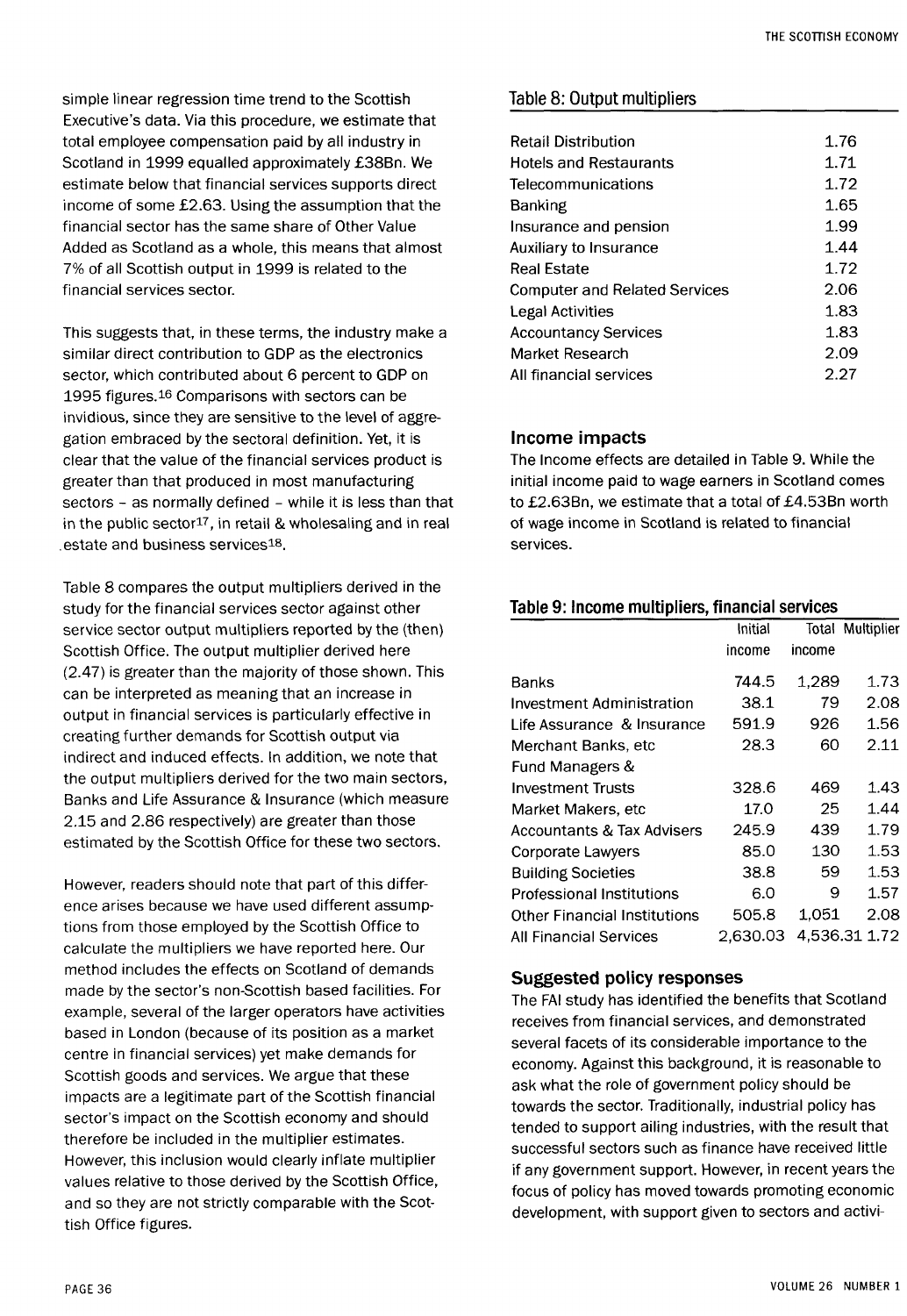simple linear regression time trend to the Scottish Executive's data. Via this procedure, we estimate that total employee compensation paid by all industry in Scotland in 1999 equalled approximately £38Bn. We estimate below that financial services supports direct income of some £2.63. Using the assumption that the financial sector has the same share of Other Value Added as Scotland as a whole, this means that almost 7% of all Scottish output in 1999 is related to the financial services sector.

This suggests that, in these terms, the industry make a similar direct contribution to GDP as the electronics sector, which contributed about 6 percent to GDP on 1995 figures.[16] Comparisons with sectors can be invidious, since they are sensitive to the level of aggregation embraced by the sectoral definition. Yet, it is clear that the value of the financial services product is greater than that produced in most manufacturing sectors – as normally defined – while it is less than that in the public sector[17], in retail & wholesaling and in real estate and business services[18].

Table 8 compares the output multipliers derived in the study for the financial services sector against other service sector output multipliers reported by the (then) Scottish Office. The output multiplier derived here (2.47) is greater than the majority of those shown. This can be interpreted as meaning that an increase in output in financial services is particularly effective in creating further demands for Scottish output via indirect and induced effects. In addition, we note that the output multipliers derived for the two main sectors, Banks and Life Assurance & Insurance (which measure 2.15 and 2.86 respectively) are greater than those estimated by the Scottish Office for these two sectors.

However, readers should note that part of this difference arises because we have used different assumptions from those employed by the Scottish Office to calculate the multipliers we have reported here. Our method includes the effects on Scotland of demands made by the sector's non-Scottish based facilities. For example, several of the larger operators have activities based in London (because of its position as a market centre in financial services) yet make demands for Scottish goods and services. We argue that these impacts are a legitimate part of the Scottish financial sector's impact on the Scottish economy and should therefore be included in the multiplier estimates. However, this inclusion would clearly inflate multiplier values relative to those derived by the Scottish Office, and so they are not strictly comparable with the Scottish Office figures.

**Table 8: Output multipliers**

| | |
|---|---|
| Retail Distribution | 1.76 |
| Hotels and Restaurants | 1.71 |
| Telecommunications | 1.72 |
| Banking | 1.65 |
| Insurance and pension | 1.99 |
| Auxiliary to Insurance | 1.44 |
| Real Estate | 1.72 |
| Computer and Related Services | 2.06 |
| Legal Activities | 1.83 |
| Accountancy Services | 1.83 |
| Market Research | 2.09 |
| All financial services | 2.27 |

### Income impacts

The Income effects are detailed in Table 9. While the initial income paid to wage earners in Scotland comes to £2.63Bn, we estimate that a total of £4.53Bn worth of wage income in Scotland is related to financial services.

**Table 9: Income multipliers, financial services**

| | Initial income | Total income | Multiplier |
|---|---|---|---|
| Banks | 744.5 | 1,289 | 1.73 |
| Investment Administration | 38.1 | 79 | 2.08 |
| Life Assurance & Insurance | 591.9 | 926 | 1.56 |
| Merchant Banks, etc | 28.3 | 60 | 2.11 |
| Fund Managers & Investment Trusts | 328.6 | 469 | 1.43 |
| Market Makers, etc | 17.0 | 25 | 1.44 |
| Accountants & Tax Advisers | 245.9 | 439 | 1.79 |
| Corporate Lawyers | 85.0 | 130 | 1.53 |
| Building Societies | 38.8 | 59 | 1.53 |
| Professional Institutions | 6.0 | 9 | 1.57 |
| Other Financial Institutions | 505.8 | 1,051 | 2.08 |
| All Financial Services | 2,630.03 | 4,536.31 | 1.72 |

### Suggested policy responses

The FAI study has identified the benefits that Scotland receives from financial services, and demonstrated several facets of its considerable importance to the economy. Against this background, it is reasonable to ask what the role of government policy should be towards the sector. Traditionally, industrial policy has tended to support ailing industries, with the result that successful sectors such as finance have received little if any government support. However, in recent years the focus of policy has moved towards promoting economic development, with support given to sectors and activi-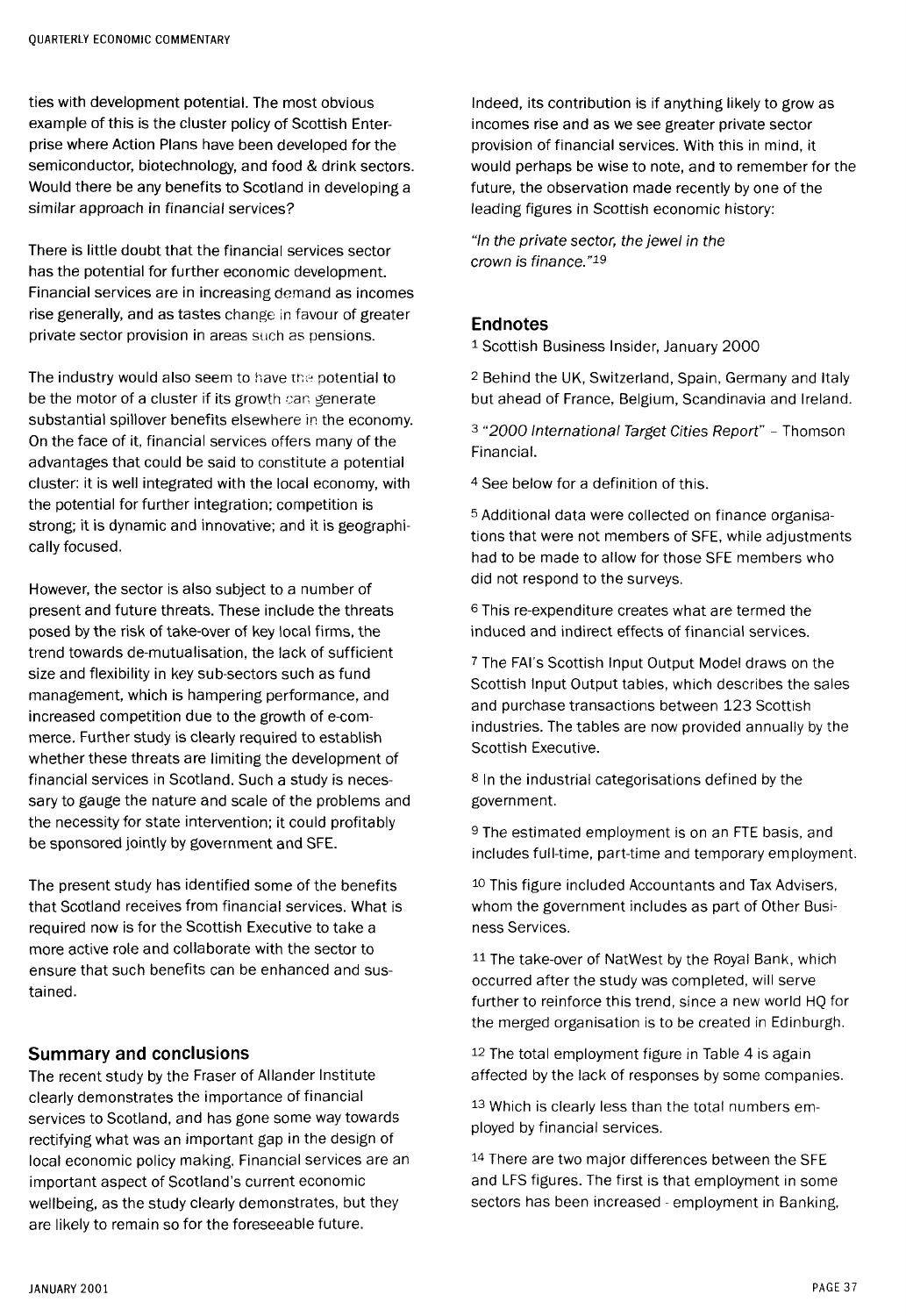ties with development potential. The most obvious example of this is the cluster policy of Scottish Enterprise where Action Plans have been developed for the semiconductor, biotechnology, and food & drink sectors. Would there be any benefits to Scotland in developing a similar approach in financial services?

There is little doubt that the financial services sector has the potential for further economic development. Financial services are in increasing demand as incomes rise generally, and as tastes change in favour of greater private sector provision in areas such as pensions.

The industry would also seem to have the potential to be the motor of a cluster if its growth can generate substantial spillover benefits elsewhere in the economy. On the face of it, financial services offers many of the advantages that could be said to constitute a potential cluster: it is well integrated with the local economy, with the potential for further integration; competition is strong; it is dynamic and innovative; and it is geographically focused.

However, the sector is also subject to a number of present and future threats. These include the threats posed by the risk of take-over of key local firms, the trend towards de-mutualisation, the lack of sufficient size and flexibility in key sub-sectors such as fund management, which is hampering performance, and increased competition due to the growth of e-commerce. Further study is clearly required to establish whether these threats are limiting the development of financial services in Scotland. Such a study is necessary to gauge the nature and scale of the problems and the necessity for state intervention; it could profitably be sponsored jointly by government and SFE.

The present study has identified some of the benefits that Scotland receives from financial services. What is required now is for the Scottish Executive to take a more active role and collaborate with the sector to ensure that such benefits can be enhanced and sustained.

## Summary and conclusions

The recent study by the Fraser of Allander Institute clearly demonstrates the importance of financial services to Scotland, and has gone some way towards rectifying what was an important gap in the design of local economic policy making. Financial services are an important aspect of Scotland's current economic wellbeing, as the study clearly demonstrates, but they are likely to remain so for the foreseeable future.

Indeed, its contribution is if anything likely to grow as incomes rise and as we see greater private sector provision of financial services. With this in mind, it would perhaps be wise to note, and to remember for the future, the observation made recently by one of the leading figures in Scottish economic history:

*"In the private sector, the jewel in the crown is finance."*[19]

## Endnotes

[1] Scottish Business Insider, January 2000

[2] Behind the UK, Switzerland, Spain, Germany and Italy but ahead of France, Belgium, Scandinavia and Ireland.

[3] *"2000 International Target Cities Report"* - Thomson Financial.

[4] See below for a definition of this.

[5] Additional data were collected on finance organisations that were not members of SFE, while adjustments had to be made to allow for those SFE members who did not respond to the surveys.

[6] This re-expenditure creates what are termed the induced and indirect effects of financial services.

[7] The FAI's Scottish Input Output Model draws on the Scottish Input Output tables, which describes the sales and purchase transactions between 123 Scottish industries. The tables are now provided annually by the Scottish Executive.

[8] In the industrial categorisations defined by the government.

[9] The estimated employment is on an FTE basis, and includes full-time, part-time and temporary employment.

[10] This figure included Accountants and Tax Advisers, whom the government includes as part of Other Business Services.

[11] The take-over of NatWest by the Royal Bank, which occurred after the study was completed, will serve further to reinforce this trend, since a new world HQ for the merged organisation is to be created in Edinburgh.

[12] The total employment figure in Table 4 is again affected by the lack of responses by some companies.

[13] Which is clearly less than the total numbers employed by financial services.

[14] There are two major differences between the SFE and LFS figures. The first is that employment in some sectors has been increased - employment in Banking,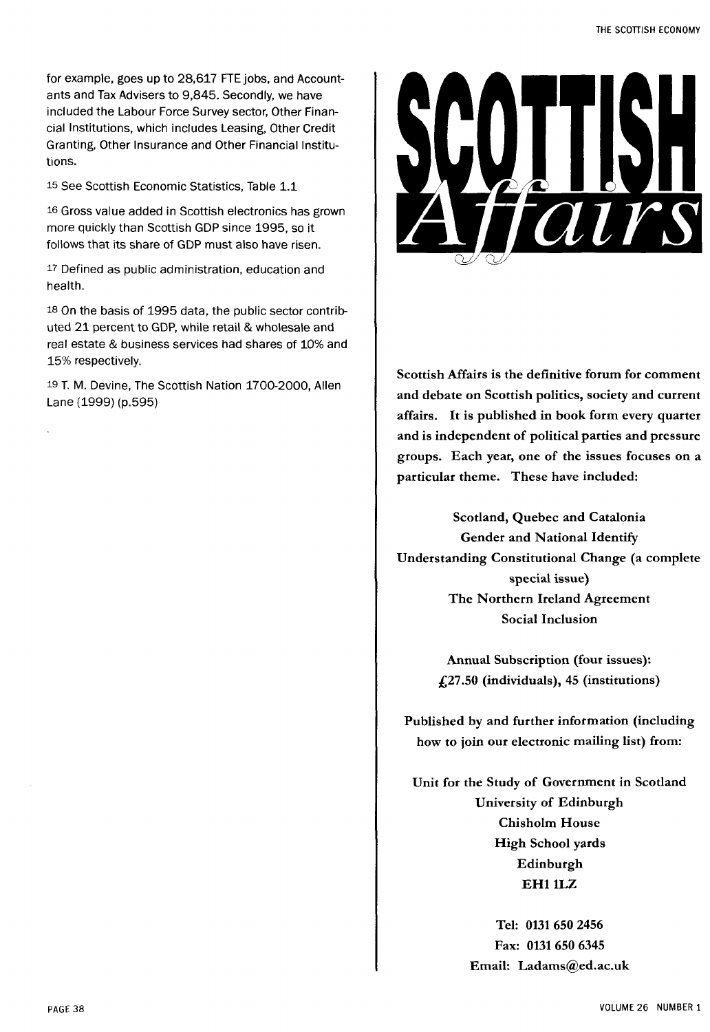for example, goes up to 28,617 FTE jobs, and Accountants and Tax Advisers to 9,845. Secondly, we have included the Labour Force Survey sector, Other Financial Institutions, which includes Leasing, Other Credit Granting, Other Insurance and Other Financial Institutions.

15 See Scottish Economic Statistics, Table 1.1

16 Gross value added in Scottish electronics has grown more quickly than Scottish GDP since 1995, so it follows that its share of GDP must also have risen.

17 Defined as public administration, education and health.

18 On the basis of 1995 data, the public sector contributed 21 percent to GDP, while retail & wholesale and real estate & business services had shares of 10% and 15% respectively.

19 T. M. Devine, The Scottish Nation 1700-2000, Allen Lane (1999) (p.595)

# SCOTTISH *Affairs*

**Scottish Affairs is the definitive forum for comment and debate on Scottish politics, society and current affairs. It is published in book form every quarter and is independent of political parties and pressure groups. Each year, one of the issues focuses on a particular theme. These have included:**

**Scotland, Quebec and Catalonia**
**Gender and National Identify**
**Understanding Constitutional Change (a complete special issue)**
**The Northern Ireland Agreement**
**Social Inclusion**

**Annual Subscription (four issues):**
**£27.50 (individuals), 45 (institutions)**

**Published by and further information (including how to join our electronic mailing list) from:**

**Unit for the Study of Government in Scotland**
**University of Edinburgh**
**Chisholm House**
**High School yards**
**Edinburgh**
**EH1 1LZ**

**Tel: 0131 650 2456**
**Fax: 0131 650 6345**
**Email: Ladams@ed.ac.uk**